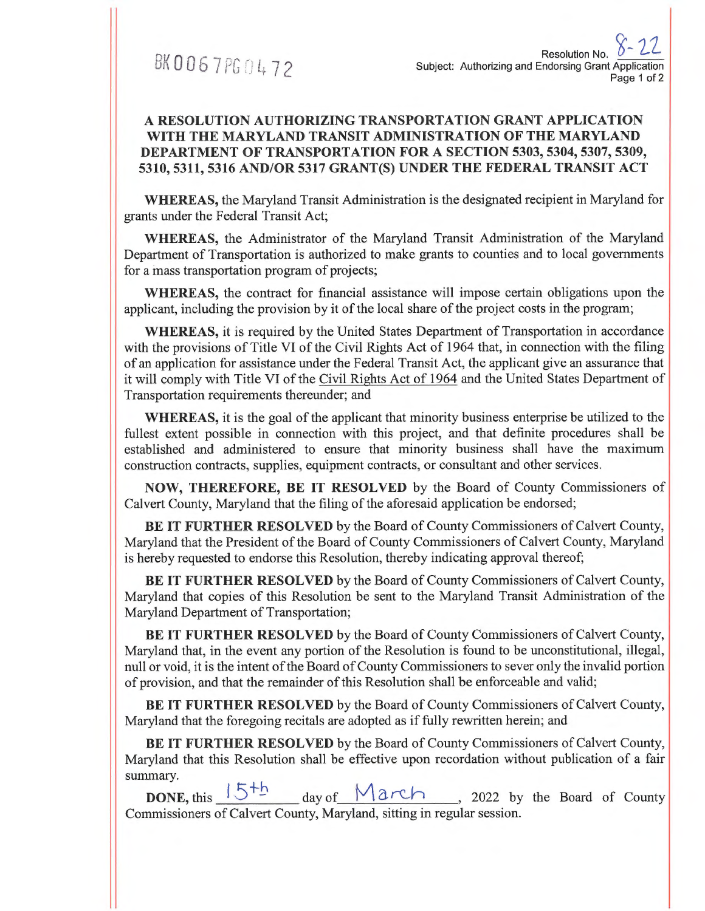BK0067PG0472

Resolution No. 8-22
Subject: Authorizing and Endorsing Grant Application

# A RESOLUTION AUTHORIZING TRANSPORTATION GRANT APPLICATION WITH THE MARYLAND TRANSIT ADMINISTRATION OF THE MARYLAND DEPARTMENT OF TRANSPORTATION FOR A SECTION 5303, 5304, 5307, 5309, 5310, 5311, 5316 AND/OR 5317 GRANT(S) UNDER THE FEDERAL TRANSIT ACT

**WHEREAS,** the Maryland Transit Administration is the designated recipient in Maryland for grants under the Federal Transit Act;

**WHEREAS,** the Administrator of the Maryland Transit Administration of the Maryland Department of Transportation is authorized to make grants to counties and to local governments for a mass transportation program of projects;

**WHEREAS,** the contract for financial assistance will impose certain obligations upon the applicant, including the provision by it of the local share of the project costs in the program;

**WHEREAS,** it is required by the United States Department of Transportation in accordance with the provisions of Title VI of the Civil Rights Act of 1964 that, in connection with the filing of an application for assistance under the Federal Transit Act, the applicant give an assurance that it will comply with Title VI of the Civil Rights Act of 1964 and the United States Department of Transportation requirements thereunder; and

**WHEREAS,** it is the goal of the applicant that minority business enterprise be utilized to the fullest extent possible in connection with this project, and that definite procedures shall be established and administered to ensure that minority business shall have the maximum construction contracts, supplies, equipment contracts, or consultant and other services.

**NOW, THEREFORE, BE IT RESOLVED** by the Board of County Commissioners of Calvert County, Maryland that the filing of the aforesaid application be endorsed;

**BE IT FURTHER RESOLVED** by the Board of County Commissioners of Calvert County, Maryland that the President of the Board of County Commissioners of Calvert County, Maryland is hereby requested to endorse this Resolution, thereby indicating approval thereof;

**BE IT FURTHER RESOLVED** by the Board of County Commissioners of Calvert County, Maryland that copies of this Resolution be sent to the Maryland Transit Administration of the Maryland Department of Transportation;

**BE IT FURTHER RESOLVED** by the Board of County Commissioners of Calvert County, Maryland that, in the event any portion of the Resolution is found to be unconstitutional, illegal, null or void, it is the intent of the Board of County Commissioners to sever only the invalid portion of provision, and that the remainder of this Resolution shall be enforceable and valid;

**BE IT FURTHER RESOLVED** by the Board of County Commissioners of Calvert County, Maryland that the foregoing recitals are adopted as if fully rewritten herein; and

**BE IT FURTHER RESOLVED** by the Board of County Commissioners of Calvert County, Maryland that this Resolution shall be effective upon recordation without publication of a fair summary.

**DONE,** this 15th day of March, 2022 by the Board of County Commissioners of Calvert County, Maryland, sitting in regular session.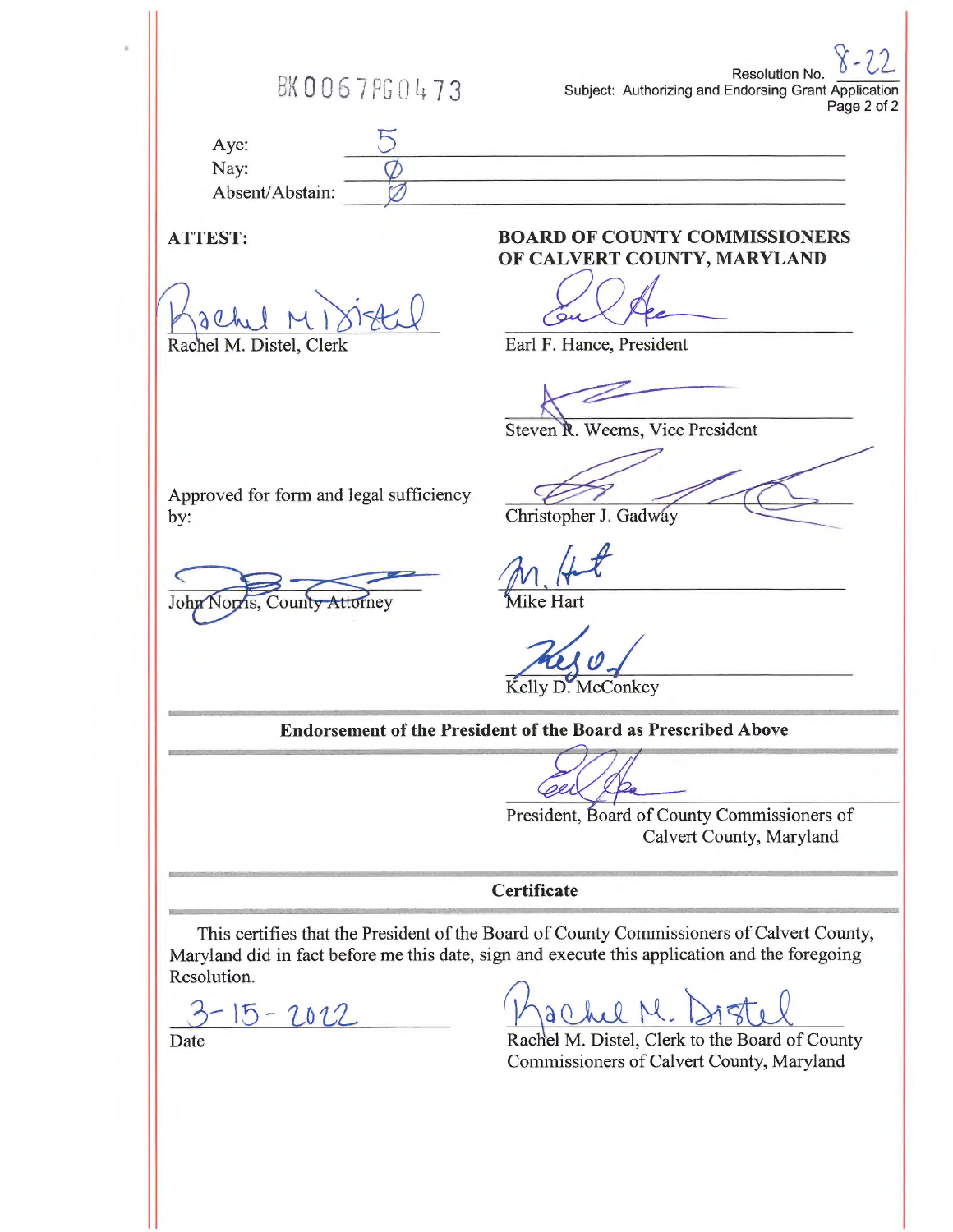BK0067PG0473

Resolution No. 8-22
Subject: Authorizing and Endorsing Grant Application

Aye: 5
Nay: Ø
Absent/Abstain: Ø

**ATTEST:**

Rachel M. Distel, Clerk

Approved for form and legal sufficiency by:

John Norris, County Attorney

**BOARD OF COUNTY COMMISSIONERS OF CALVERT COUNTY, MARYLAND**

Earl F. Hance, President

Steven R. Weems, Vice President

Christopher J. Gadway

Mike Hart

Kelly D. McConkey

**Endorsement of the President of the Board as Prescribed Above**

President, Board of County Commissioners of Calvert County, Maryland

**Certificate**

This certifies that the President of the Board of County Commissioners of Calvert County, Maryland did in fact before me this date, sign and execute this application and the foregoing Resolution.

3-15-2022
Date

Rachel M. Distel, Clerk to the Board of County Commissioners of Calvert County, Maryland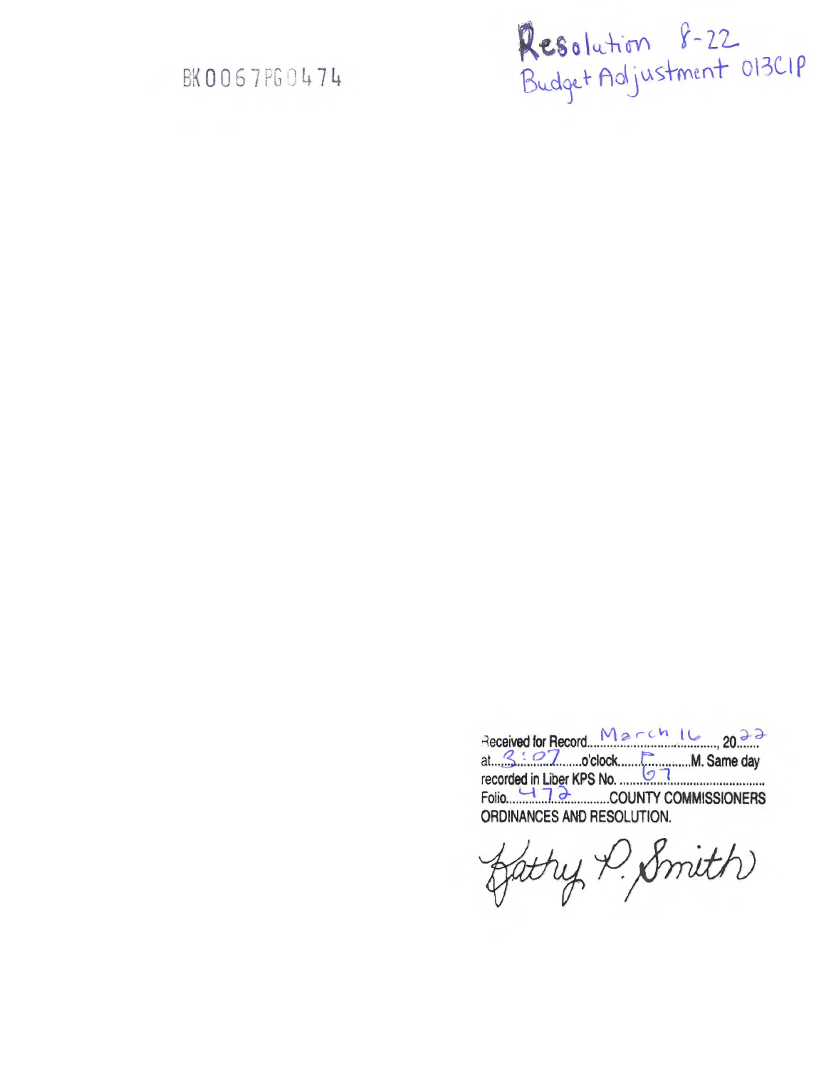BK0067PG0474

Resolution 8-22
Budget Adjustment 013CIP

Received for Record March 16, 2022
at 3:07 o'clock P M. Same day
recorded in Liber KPS No. 67
Folio 472 COUNTY COMMISSIONERS
ORDINANCES AND RESOLUTION.

Kathy P. Smith